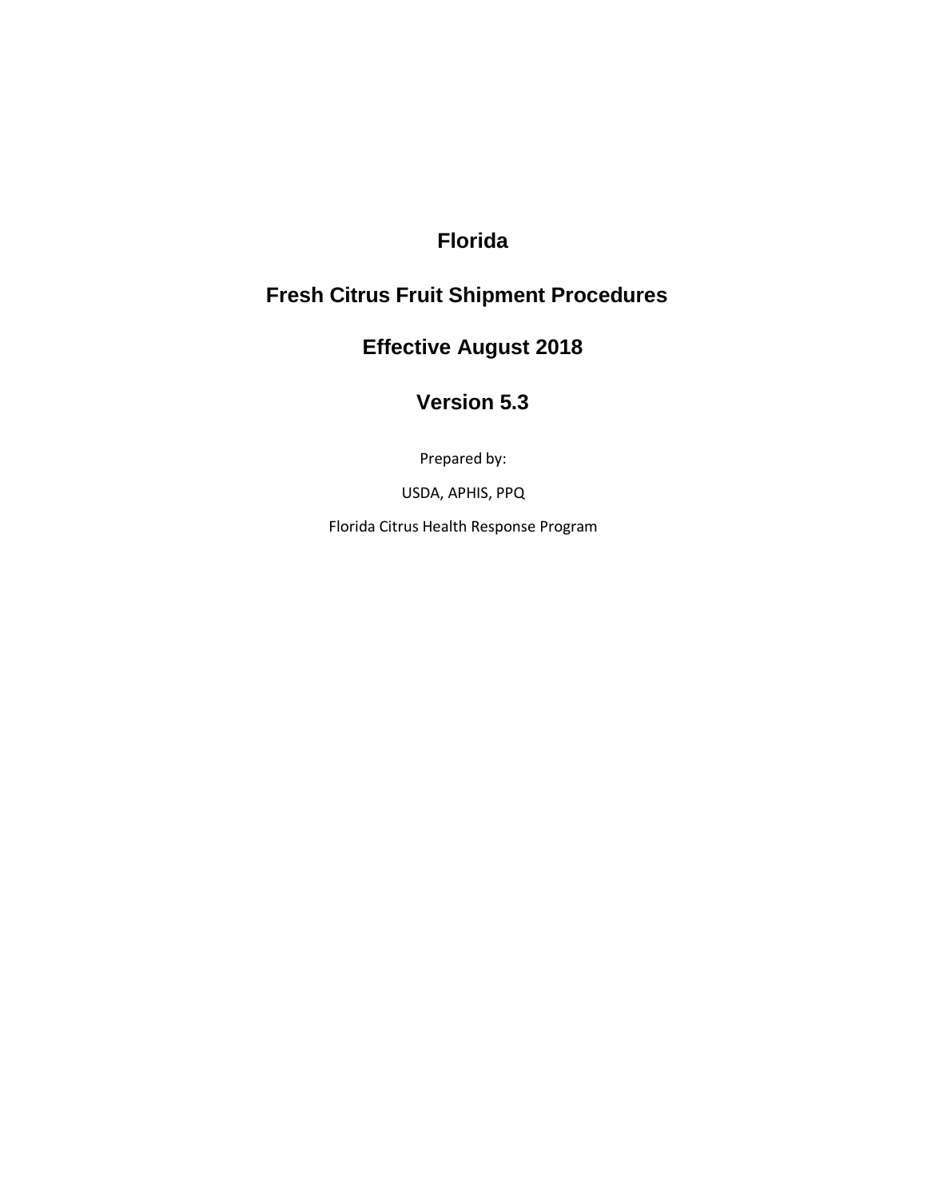# Florida

# Fresh Citrus Fruit Shipment Procedures

# Effective August 2018

# Version 5.3

Prepared by:

USDA, APHIS, PPQ

Florida Citrus Health Response Program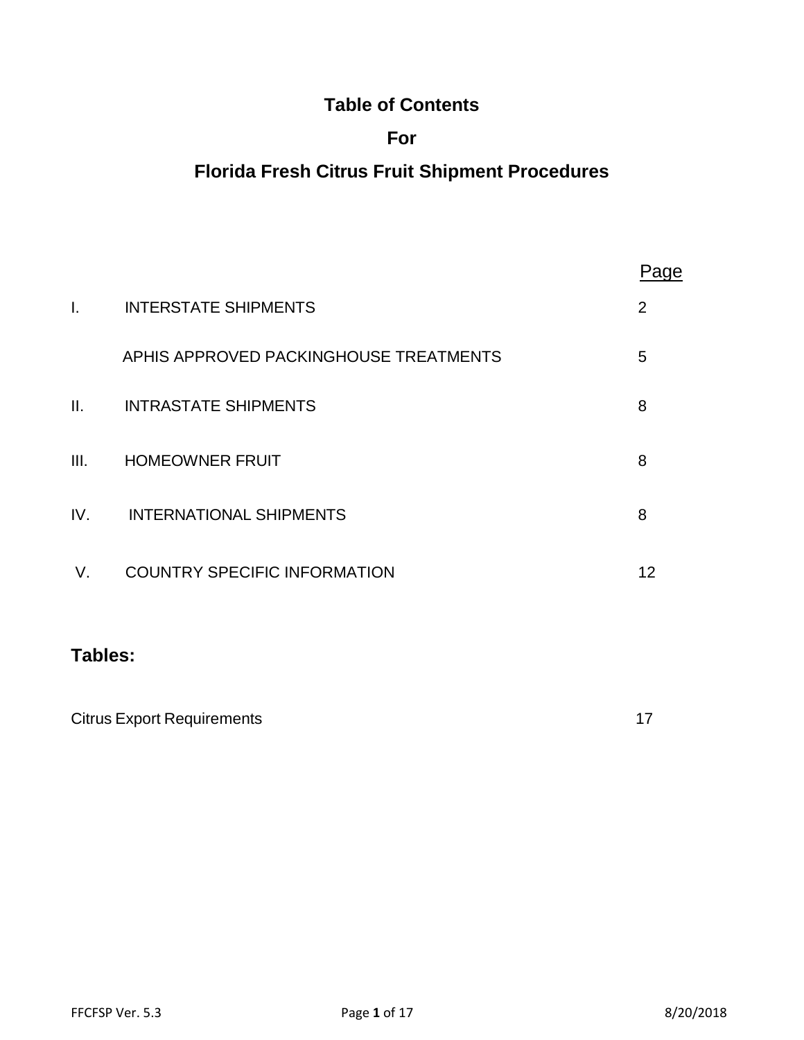# Table of Contents

# For

# Florida Fresh Citrus Fruit Shipment Procedures

| | | Page |
|---|---|---|
| I. | INTERSTATE SHIPMENTS | 2 |
| | APHIS APPROVED PACKINGHOUSE TREATMENTS | 5 |
| II. | INTRASTATE SHIPMENTS | 8 |
| III. | HOMEOWNER FRUIT | 8 |
| IV. | INTERNATIONAL SHIPMENTS | 8 |
| V. | COUNTRY SPECIFIC INFORMATION | 12 |

## Tables:

| | |
|---|---|
| Citrus Export Requirements | 17 |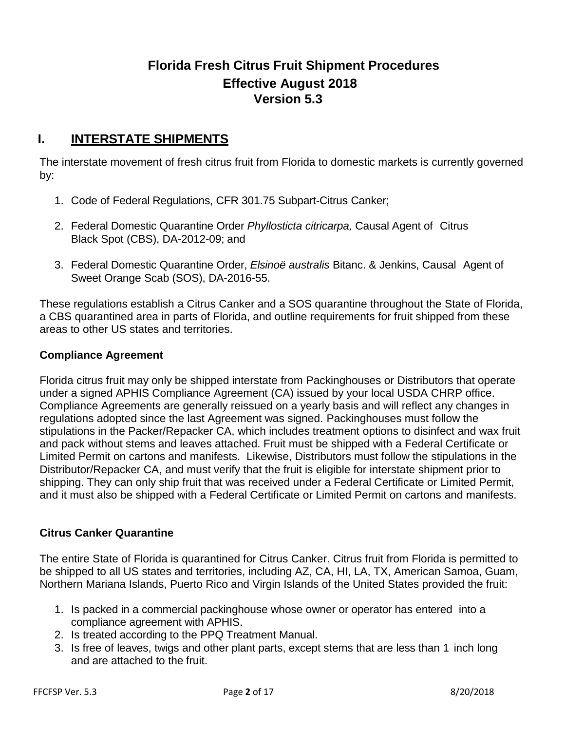# Florida Fresh Citrus Fruit Shipment Procedures
## Effective August 2018
## Version 5.3

## I. INTERSTATE SHIPMENTS

The interstate movement of fresh citrus fruit from Florida to domestic markets is currently governed by:

1. Code of Federal Regulations, CFR 301.75 Subpart-Citrus Canker;

2. Federal Domestic Quarantine Order *Phyllosticta citricarpa,* Causal Agent of Citrus Black Spot (CBS), DA-2012-09; and

3. Federal Domestic Quarantine Order, *Elsinoë australis* Bitanc. & Jenkins, Causal Agent of Sweet Orange Scab (SOS), DA-2016-55.

These regulations establish a Citrus Canker and a SOS quarantine throughout the State of Florida, a CBS quarantined area in parts of Florida, and outline requirements for fruit shipped from these areas to other US states and territories.

### Compliance Agreement

Florida citrus fruit may only be shipped interstate from Packinghouses or Distributors that operate under a signed APHIS Compliance Agreement (CA) issued by your local USDA CHRP office. Compliance Agreements are generally reissued on a yearly basis and will reflect any changes in regulations adopted since the last Agreement was signed. Packinghouses must follow the stipulations in the Packer/Repacker CA, which includes treatment options to disinfect and wax fruit and pack without stems and leaves attached. Fruit must be shipped with a Federal Certificate or Limited Permit on cartons and manifests. Likewise, Distributors must follow the stipulations in the Distributor/Repacker CA, and must verify that the fruit is eligible for interstate shipment prior to shipping. They can only ship fruit that was received under a Federal Certificate or Limited Permit, and it must also be shipped with a Federal Certificate or Limited Permit on cartons and manifests.

### Citrus Canker Quarantine

The entire State of Florida is quarantined for Citrus Canker. Citrus fruit from Florida is permitted to be shipped to all US states and territories, including AZ, CA, HI, LA, TX, American Samoa, Guam, Northern Mariana Islands, Puerto Rico and Virgin Islands of the United States provided the fruit:

1. Is packed in a commercial packinghouse whose owner or operator has entered into a compliance agreement with APHIS.
2. Is treated according to the PPQ Treatment Manual.
3. Is free of leaves, twigs and other plant parts, except stems that are less than 1 inch long and are attached to the fruit.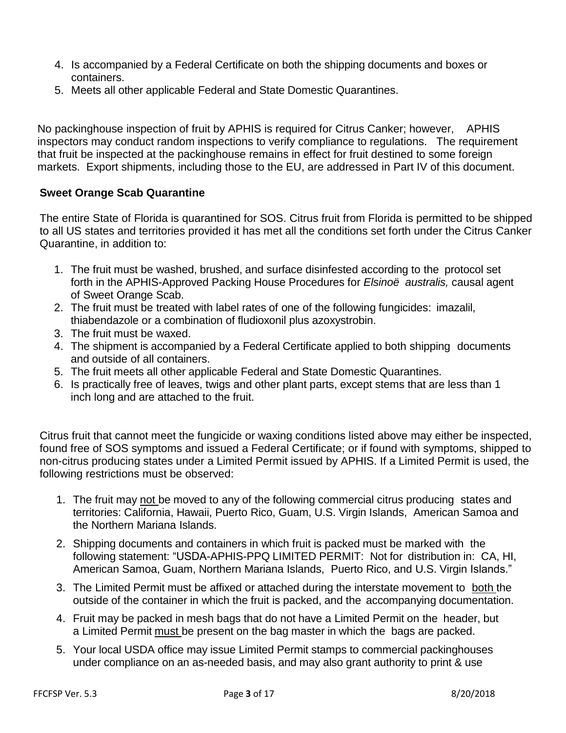4. Is accompanied by a Federal Certificate on both the shipping documents and boxes or containers.
5. Meets all other applicable Federal and State Domestic Quarantines.

No packinghouse inspection of fruit by APHIS is required for Citrus Canker; however, APHIS inspectors may conduct random inspections to verify compliance to regulations. The requirement that fruit be inspected at the packinghouse remains in effect for fruit destined to some foreign markets. Export shipments, including those to the EU, are addressed in Part IV of this document.

**Sweet Orange Scab Quarantine**

The entire State of Florida is quarantined for SOS. Citrus fruit from Florida is permitted to be shipped to all US states and territories provided it has met all the conditions set forth under the Citrus Canker Quarantine, in addition to:

1. The fruit must be washed, brushed, and surface disinfested according to the protocol set forth in the APHIS-Approved Packing House Procedures for *Elsinoë australis,* causal agent of Sweet Orange Scab.
2. The fruit must be treated with label rates of one of the following fungicides: imazalil, thiabendazole or a combination of fludioxonil plus azoxystrobin.
3. The fruit must be waxed.
4. The shipment is accompanied by a Federal Certificate applied to both shipping documents and outside of all containers.
5. The fruit meets all other applicable Federal and State Domestic Quarantines.
6. Is practically free of leaves, twigs and other plant parts, except stems that are less than 1 inch long and are attached to the fruit.

Citrus fruit that cannot meet the fungicide or waxing conditions listed above may either be inspected, found free of SOS symptoms and issued a Federal Certificate; or if found with symptoms, shipped to non-citrus producing states under a Limited Permit issued by APHIS. If a Limited Permit is used, the following restrictions must be observed:

1. The fruit may not be moved to any of the following commercial citrus producing states and territories: California, Hawaii, Puerto Rico, Guam, U.S. Virgin Islands, American Samoa and the Northern Mariana Islands.
2. Shipping documents and containers in which fruit is packed must be marked with the following statement: "USDA-APHIS-PPQ LIMITED PERMIT: Not for distribution in: CA, HI, American Samoa, Guam, Northern Mariana Islands, Puerto Rico, and U.S. Virgin Islands."
3. The Limited Permit must be affixed or attached during the interstate movement to both the outside of the container in which the fruit is packed, and the accompanying documentation.
4. Fruit may be packed in mesh bags that do not have a Limited Permit on the header, but a Limited Permit must be present on the bag master in which the bags are packed.
5. Your local USDA office may issue Limited Permit stamps to commercial packinghouses under compliance on an as-needed basis, and may also grant authority to print & use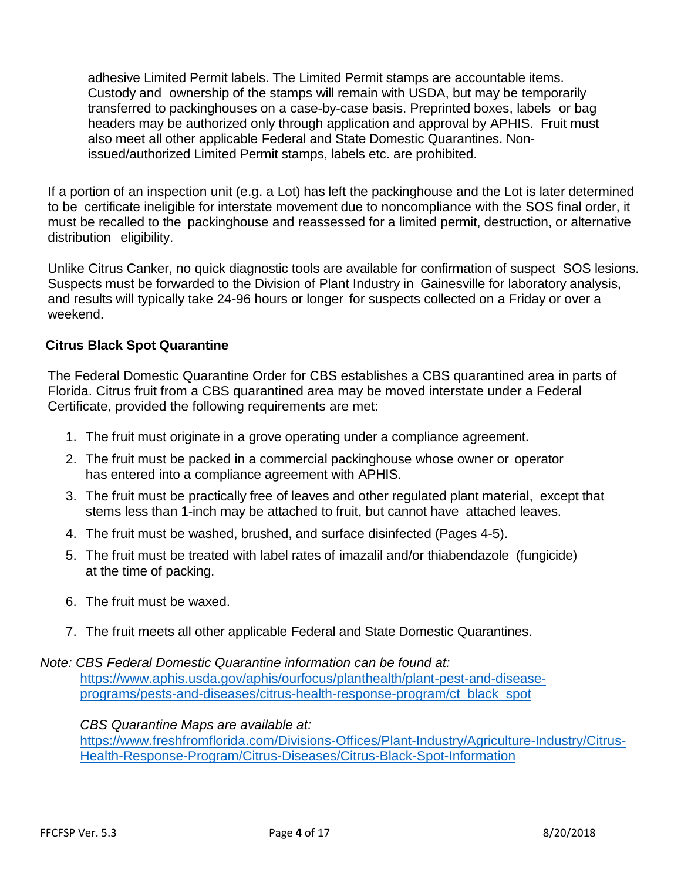adhesive Limited Permit labels. The Limited Permit stamps are accountable items. Custody and ownership of the stamps will remain with USDA, but may be temporarily transferred to packinghouses on a case-by-case basis. Preprinted boxes, labels or bag headers may be authorized only through application and approval by APHIS. Fruit must also meet all other applicable Federal and State Domestic Quarantines. Non-issued/authorized Limited Permit stamps, labels etc. are prohibited.

If a portion of an inspection unit (e.g. a Lot) has left the packinghouse and the Lot is later determined to be certificate ineligible for interstate movement due to noncompliance with the SOS final order, it must be recalled to the packinghouse and reassessed for a limited permit, destruction, or alternative distribution eligibility.

Unlike Citrus Canker, no quick diagnostic tools are available for confirmation of suspect SOS lesions. Suspects must be forwarded to the Division of Plant Industry in Gainesville for laboratory analysis, and results will typically take 24-96 hours or longer for suspects collected on a Friday or over a weekend.

### Citrus Black Spot Quarantine

The Federal Domestic Quarantine Order for CBS establishes a CBS quarantined area in parts of Florida. Citrus fruit from a CBS quarantined area may be moved interstate under a Federal Certificate, provided the following requirements are met:

1. The fruit must originate in a grove operating under a compliance agreement.
2. The fruit must be packed in a commercial packinghouse whose owner or operator has entered into a compliance agreement with APHIS.
3. The fruit must be practically free of leaves and other regulated plant material, except that stems less than 1-inch may be attached to fruit, but cannot have attached leaves.
4. The fruit must be washed, brushed, and surface disinfected (Pages 4-5).
5. The fruit must be treated with label rates of imazalil and/or thiabendazole (fungicide) at the time of packing.
6. The fruit must be waxed.
7. The fruit meets all other applicable Federal and State Domestic Quarantines.

*Note: CBS Federal Domestic Quarantine information can be found at:*
https://www.aphis.usda.gov/aphis/ourfocus/planthealth/plant-pest-and-disease-programs/pests-and-diseases/citrus-health-response-program/ct_black_spot

*CBS Quarantine Maps are available at:*
https://www.freshfromflorida.com/Divisions-Offices/Plant-Industry/Agriculture-Industry/Citrus-Health-Response-Program/Citrus-Diseases/Citrus-Black-Spot-Information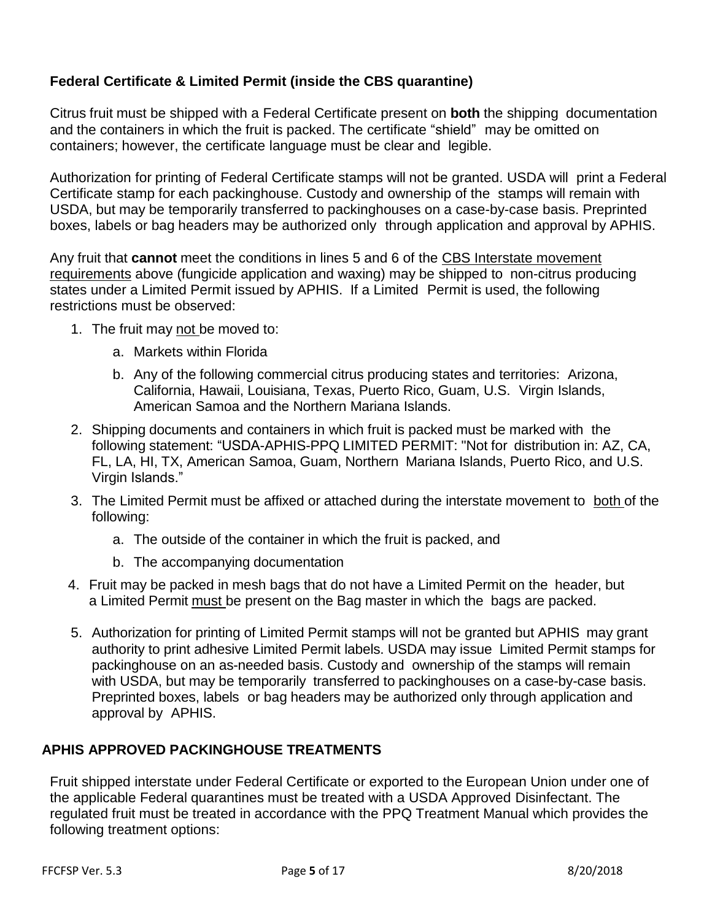### Federal Certificate & Limited Permit (inside the CBS quarantine)

Citrus fruit must be shipped with a Federal Certificate present on **both** the shipping documentation and the containers in which the fruit is packed. The certificate "shield" may be omitted on containers; however, the certificate language must be clear and legible.

Authorization for printing of Federal Certificate stamps will not be granted. USDA will print a Federal Certificate stamp for each packinghouse. Custody and ownership of the stamps will remain with USDA, but may be temporarily transferred to packinghouses on a case-by-case basis. Preprinted boxes, labels or bag headers may be authorized only through application and approval by APHIS.

Any fruit that **cannot** meet the conditions in lines 5 and 6 of the CBS Interstate movement requirements above (fungicide application and waxing) may be shipped to non-citrus producing states under a Limited Permit issued by APHIS. If a Limited Permit is used, the following restrictions must be observed:

1. The fruit may not be moved to:
   a. Markets within Florida
   b. Any of the following commercial citrus producing states and territories: Arizona, California, Hawaii, Louisiana, Texas, Puerto Rico, Guam, U.S. Virgin Islands, American Samoa and the Northern Mariana Islands.
2. Shipping documents and containers in which fruit is packed must be marked with the following statement: "USDA-APHIS-PPQ LIMITED PERMIT: "Not for distribution in: AZ, CA, FL, LA, HI, TX, American Samoa, Guam, Northern Mariana Islands, Puerto Rico, and U.S. Virgin Islands."
3. The Limited Permit must be affixed or attached during the interstate movement to both of the following:
   a. The outside of the container in which the fruit is packed, and
   b. The accompanying documentation
4. Fruit may be packed in mesh bags that do not have a Limited Permit on the header, but a Limited Permit must be present on the Bag master in which the bags are packed.
5. Authorization for printing of Limited Permit stamps will not be granted but APHIS may grant authority to print adhesive Limited Permit labels. USDA may issue Limited Permit stamps for packinghouse on an as-needed basis. Custody and ownership of the stamps will remain with USDA, but may be temporarily transferred to packinghouses on a case-by-case basis. Preprinted boxes, labels or bag headers may be authorized only through application and approval by APHIS.

### APHIS APPROVED PACKINGHOUSE TREATMENTS

Fruit shipped interstate under Federal Certificate or exported to the European Union under one of the applicable Federal quarantines must be treated with a USDA Approved Disinfectant. The regulated fruit must be treated in accordance with the PPQ Treatment Manual which provides the following treatment options: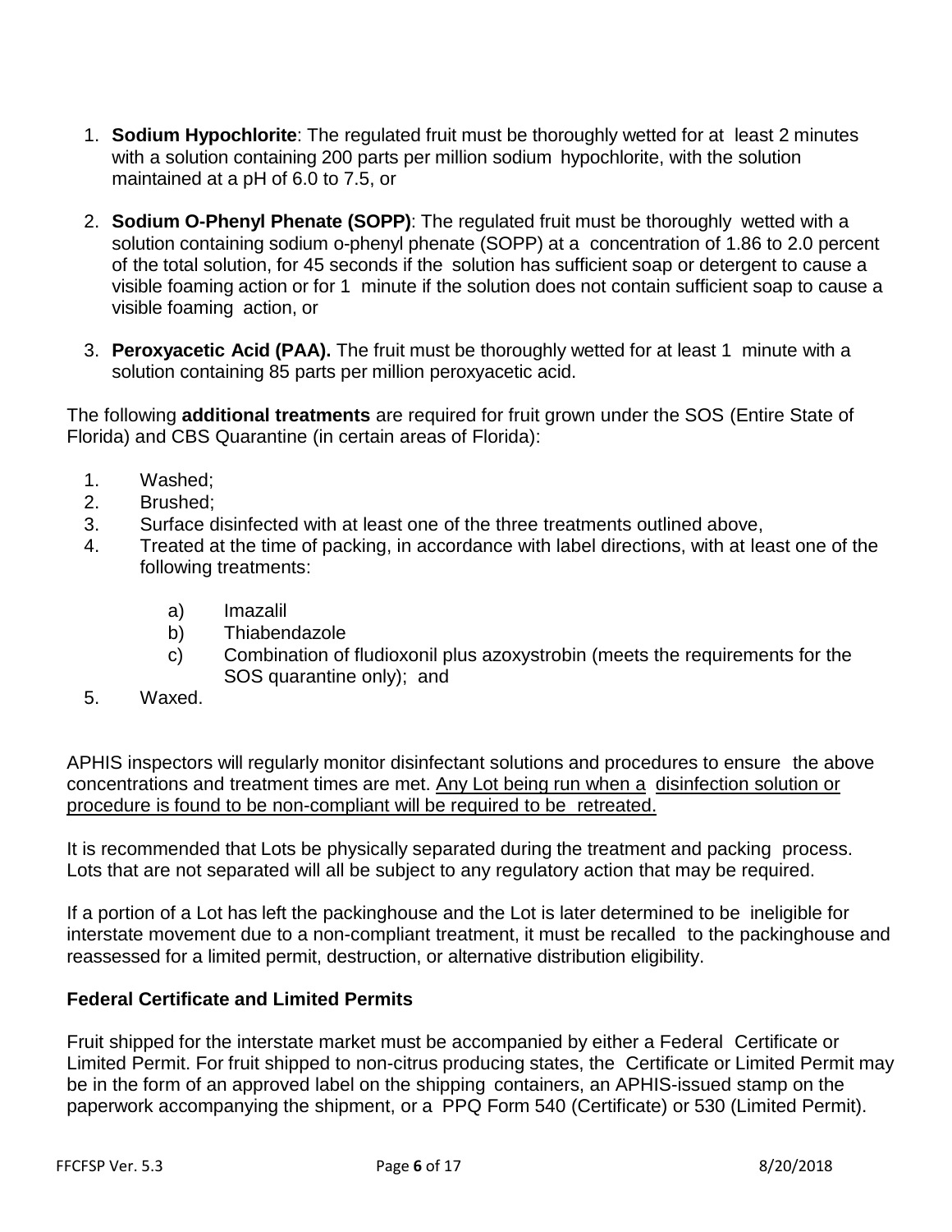1. **Sodium Hypochlorite**: The regulated fruit must be thoroughly wetted for at least 2 minutes with a solution containing 200 parts per million sodium hypochlorite, with the solution maintained at a pH of 6.0 to 7.5, or

2. **Sodium O-Phenyl Phenate (SOPP)**: The regulated fruit must be thoroughly wetted with a solution containing sodium o-phenyl phenate (SOPP) at a concentration of 1.86 to 2.0 percent of the total solution, for 45 seconds if the solution has sufficient soap or detergent to cause a visible foaming action or for 1 minute if the solution does not contain sufficient soap to cause a visible foaming action, or

3. **Peroxyacetic Acid (PAA).** The fruit must be thoroughly wetted for at least 1 minute with a solution containing 85 parts per million peroxyacetic acid.

The following **additional treatments** are required for fruit grown under the SOS (Entire State of Florida) and CBS Quarantine (in certain areas of Florida):

1. Washed;
2. Brushed;
3. Surface disinfected with at least one of the three treatments outlined above,
4. Treated at the time of packing, in accordance with label directions, with at least one of the following treatments:
    a) Imazalil
    b) Thiabendazole
    c) Combination of fludioxonil plus azoxystrobin (meets the requirements for the SOS quarantine only); and
5. Waxed.

APHIS inspectors will regularly monitor disinfectant solutions and procedures to ensure the above concentrations and treatment times are met. <u>Any Lot being run when a disinfection solution or procedure is found to be non-compliant will be required to be retreated.</u>

It is recommended that Lots be physically separated during the treatment and packing process. Lots that are not separated will all be subject to any regulatory action that may be required.

If a portion of a Lot has left the packinghouse and the Lot is later determined to be ineligible for interstate movement due to a non-compliant treatment, it must be recalled to the packinghouse and reassessed for a limited permit, destruction, or alternative distribution eligibility.

### Federal Certificate and Limited Permits

Fruit shipped for the interstate market must be accompanied by either a Federal Certificate or Limited Permit. For fruit shipped to non-citrus producing states, the Certificate or Limited Permit may be in the form of an approved label on the shipping containers, an APHIS-issued stamp on the paperwork accompanying the shipment, or a PPQ Form 540 (Certificate) or 530 (Limited Permit).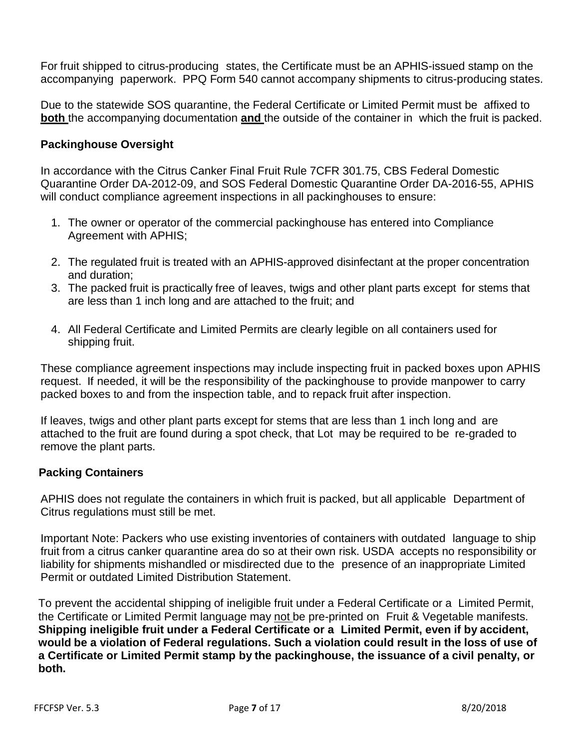For fruit shipped to citrus-producing states, the Certificate must be an APHIS-issued stamp on the accompanying paperwork. PPQ Form 540 cannot accompany shipments to citrus-producing states.

Due to the statewide SOS quarantine, the Federal Certificate or Limited Permit must be affixed to **both** the accompanying documentation **and** the outside of the container in which the fruit is packed.

### Packinghouse Oversight

In accordance with the Citrus Canker Final Fruit Rule 7CFR 301.75, CBS Federal Domestic Quarantine Order DA-2012-09, and SOS Federal Domestic Quarantine Order DA-2016-55, APHIS will conduct compliance agreement inspections in all packinghouses to ensure:

1. The owner or operator of the commercial packinghouse has entered into Compliance Agreement with APHIS;
2. The regulated fruit is treated with an APHIS-approved disinfectant at the proper concentration and duration;
3. The packed fruit is practically free of leaves, twigs and other plant parts except for stems that are less than 1 inch long and are attached to the fruit; and
4. All Federal Certificate and Limited Permits are clearly legible on all containers used for shipping fruit.

These compliance agreement inspections may include inspecting fruit in packed boxes upon APHIS request. If needed, it will be the responsibility of the packinghouse to provide manpower to carry packed boxes to and from the inspection table, and to repack fruit after inspection.

If leaves, twigs and other plant parts except for stems that are less than 1 inch long and are attached to the fruit are found during a spot check, that Lot may be required to be re-graded to remove the plant parts.

### Packing Containers

APHIS does not regulate the containers in which fruit is packed, but all applicable Department of Citrus regulations must still be met.

Important Note: Packers who use existing inventories of containers with outdated language to ship fruit from a citrus canker quarantine area do so at their own risk. USDA accepts no responsibility or liability for shipments mishandled or misdirected due to the presence of an inappropriate Limited Permit or outdated Limited Distribution Statement.

To prevent the accidental shipping of ineligible fruit under a Federal Certificate or a Limited Permit, the Certificate or Limited Permit language may not be pre-printed on Fruit & Vegetable manifests. **Shipping ineligible fruit under a Federal Certificate or a Limited Permit, even if by accident, would be a violation of Federal regulations. Such a violation could result in the loss of use of a Certificate or Limited Permit stamp by the packinghouse, the issuance of a civil penalty, or both.**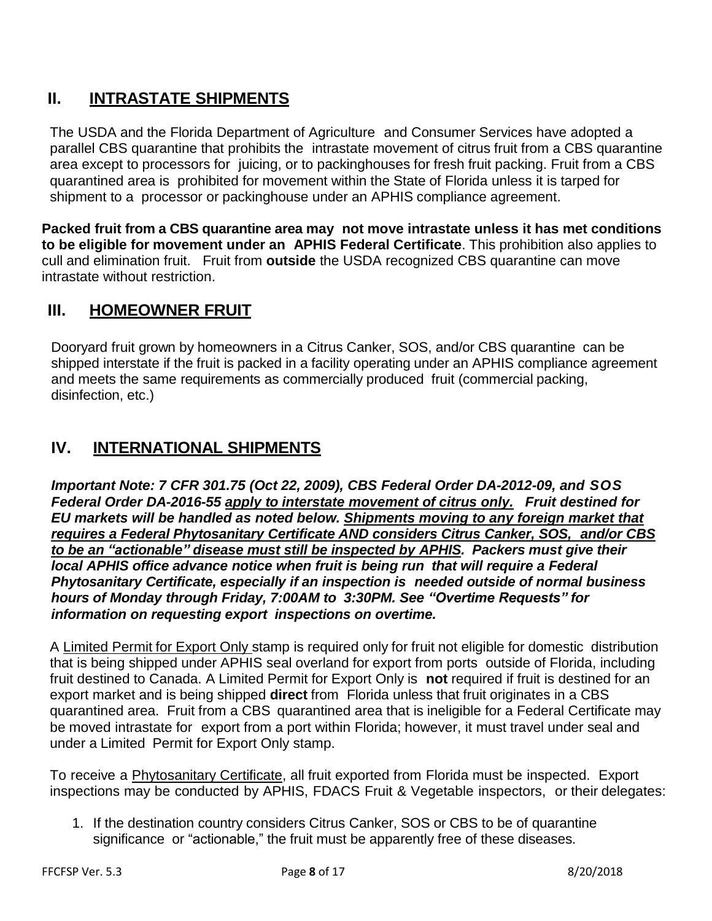## II. INTRASTATE SHIPMENTS

The USDA and the Florida Department of Agriculture and Consumer Services have adopted a parallel CBS quarantine that prohibits the intrastate movement of citrus fruit from a CBS quarantine area except to processors for juicing, or to packinghouses for fresh fruit packing. Fruit from a CBS quarantined area is prohibited for movement within the State of Florida unless it is tarped for shipment to a processor or packinghouse under an APHIS compliance agreement.

**Packed fruit from a CBS quarantine area may not move intrastate unless it has met conditions to be eligible for movement under an APHIS Federal Certificate**. This prohibition also applies to cull and elimination fruit. Fruit from **outside** the USDA recognized CBS quarantine can move intrastate without restriction.

## III. HOMEOWNER FRUIT

Dooryard fruit grown by homeowners in a Citrus Canker, SOS, and/or CBS quarantine can be shipped interstate if the fruit is packed in a facility operating under an APHIS compliance agreement and meets the same requirements as commercially produced fruit (commercial packing, disinfection, etc.)

## IV. INTERNATIONAL SHIPMENTS

***Important Note: 7 CFR 301.75 (Oct 22, 2009), CBS Federal Order DA-2012-09, and SOS Federal Order DA-2016-55 <u>apply to interstate movement of citrus only.</u> Fruit destined for EU markets will be handled as noted below. <u>Shipments moving to any foreign market that requires a Federal Phytosanitary Certificate AND considers Citrus Canker, SOS, and/or CBS to be an "actionable" disease must still be inspected by APHIS.</u> Packers must give their local APHIS office advance notice when fruit is being run that will require a Federal Phytosanitary Certificate, especially if an inspection is needed outside of normal business hours of Monday through Friday, 7:00AM to 3:30PM. See "Overtime Requests" for information on requesting export inspections on overtime.***

A <u>Limited Permit for Export Only</u> stamp is required only for fruit not eligible for domestic distribution that is being shipped under APHIS seal overland for export from ports outside of Florida, including fruit destined to Canada. A Limited Permit for Export Only is **not** required if fruit is destined for an export market and is being shipped **direct** from Florida unless that fruit originates in a CBS quarantined area. Fruit from a CBS quarantined area that is ineligible for a Federal Certificate may be moved intrastate for export from a port within Florida; however, it must travel under seal and under a Limited Permit for Export Only stamp.

To receive a <u>Phytosanitary Certificate</u>, all fruit exported from Florida must be inspected. Export inspections may be conducted by APHIS, FDACS Fruit & Vegetable inspectors, or their delegates:

1. If the destination country considers Citrus Canker, SOS or CBS to be of quarantine significance or "actionable," the fruit must be apparently free of these diseases.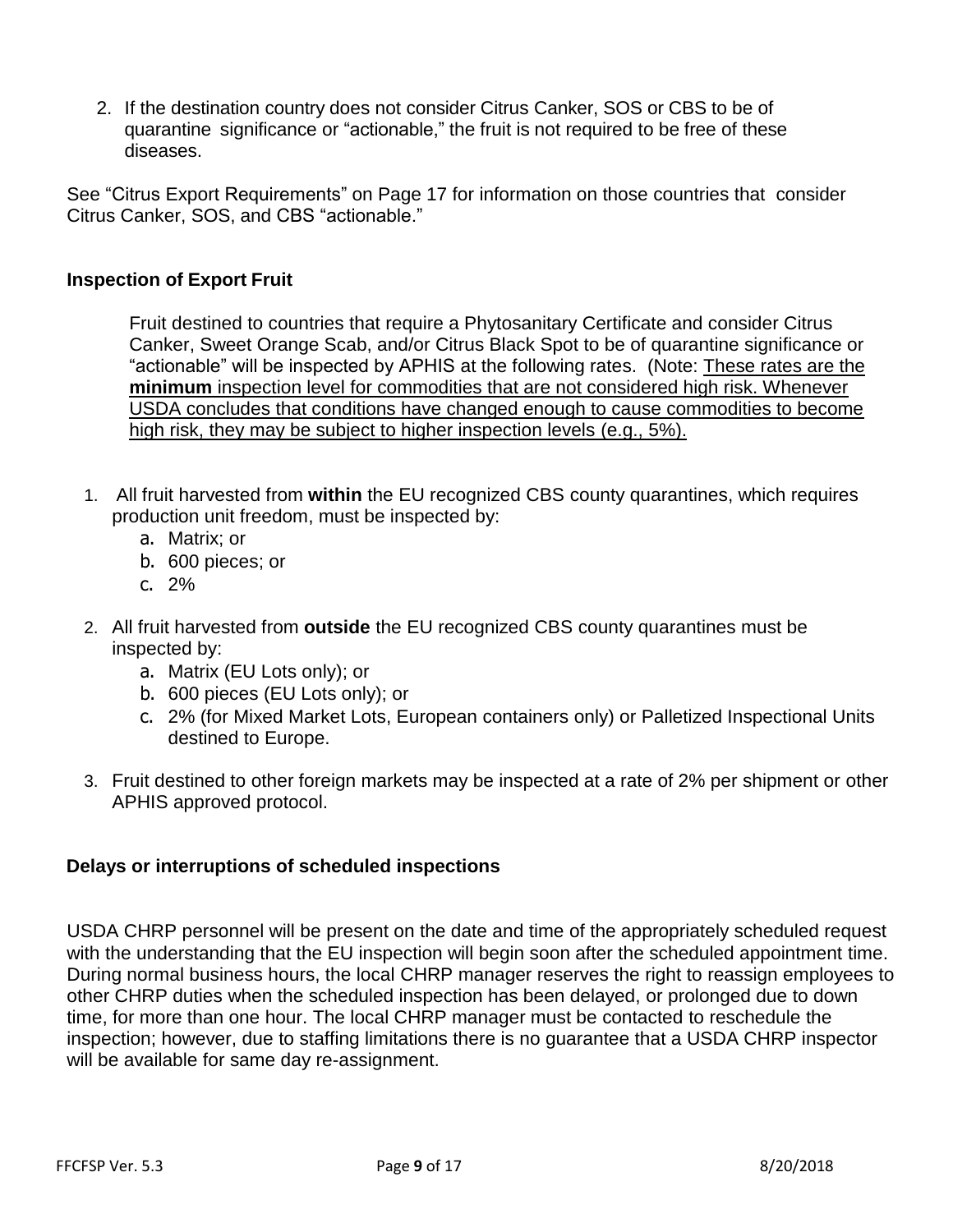2. If the destination country does not consider Citrus Canker, SOS or CBS to be of quarantine significance or "actionable," the fruit is not required to be free of these diseases.

See "Citrus Export Requirements" on Page 17 for information on those countries that consider Citrus Canker, SOS, and CBS "actionable."

**Inspection of Export Fruit**

Fruit destined to countries that require a Phytosanitary Certificate and consider Citrus Canker, Sweet Orange Scab, and/or Citrus Black Spot to be of quarantine significance or "actionable" will be inspected by APHIS at the following rates. (Note: <u>These rates are the **minimum** inspection level for commodities that are not considered high risk. Whenever USDA concludes that conditions have changed enough to cause commodities to become high risk, they may be subject to higher inspection levels (e.g., 5%).</u>

1. All fruit harvested from **within** the EU recognized CBS county quarantines, which requires production unit freedom, must be inspected by:
   a. Matrix; or
   b. 600 pieces; or
   c. 2%
2. All fruit harvested from **outside** the EU recognized CBS county quarantines must be inspected by:
   a. Matrix (EU Lots only); or
   b. 600 pieces (EU Lots only); or
   c. 2% (for Mixed Market Lots, European containers only) or Palletized Inspectional Units destined to Europe.
3. Fruit destined to other foreign markets may be inspected at a rate of 2% per shipment or other APHIS approved protocol.

**Delays or interruptions of scheduled inspections**

USDA CHRP personnel will be present on the date and time of the appropriately scheduled request with the understanding that the EU inspection will begin soon after the scheduled appointment time. During normal business hours, the local CHRP manager reserves the right to reassign employees to other CHRP duties when the scheduled inspection has been delayed, or prolonged due to down time, for more than one hour. The local CHRP manager must be contacted to reschedule the inspection; however, due to staffing limitations there is no guarantee that a USDA CHRP inspector will be available for same day re-assignment.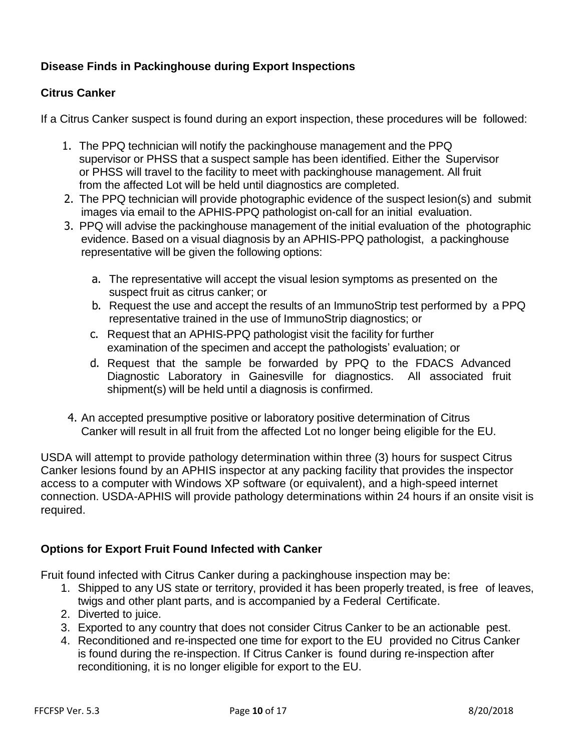## Disease Finds in Packinghouse during Export Inspections

### Citrus Canker

If a Citrus Canker suspect is found during an export inspection, these procedures will be followed:

1. The PPQ technician will notify the packinghouse management and the PPQ supervisor or PHSS that a suspect sample has been identified. Either the Supervisor or PHSS will travel to the facility to meet with packinghouse management. All fruit from the affected Lot will be held until diagnostics are completed.
2. The PPQ technician will provide photographic evidence of the suspect lesion(s) and submit images via email to the APHIS-PPQ pathologist on-call for an initial evaluation.
3. PPQ will advise the packinghouse management of the initial evaluation of the photographic evidence. Based on a visual diagnosis by an APHIS-PPQ pathologist, a packinghouse representative will be given the following options:
   a. The representative will accept the visual lesion symptoms as presented on the suspect fruit as citrus canker; or
   b. Request the use and accept the results of an ImmunoStrip test performed by a PPQ representative trained in the use of ImmunoStrip diagnostics; or
   c. Request that an APHIS-PPQ pathologist visit the facility for further examination of the specimen and accept the pathologists' evaluation; or
   d. Request that the sample be forwarded by PPQ to the FDACS Advanced Diagnostic Laboratory in Gainesville for diagnostics. All associated fruit shipment(s) will be held until a diagnosis is confirmed.
4. An accepted presumptive positive or laboratory positive determination of Citrus Canker will result in all fruit from the affected Lot no longer being eligible for the EU.

USDA will attempt to provide pathology determination within three (3) hours for suspect Citrus Canker lesions found by an APHIS inspector at any packing facility that provides the inspector access to a computer with Windows XP software (or equivalent), and a high-speed internet connection. USDA-APHIS will provide pathology determinations within 24 hours if an onsite visit is required.

### Options for Export Fruit Found Infected with Canker

Fruit found infected with Citrus Canker during a packinghouse inspection may be:

1. Shipped to any US state or territory, provided it has been properly treated, is free of leaves, twigs and other plant parts, and is accompanied by a Federal Certificate.
2. Diverted to juice.
3. Exported to any country that does not consider Citrus Canker to be an actionable pest.
4. Reconditioned and re-inspected one time for export to the EU provided no Citrus Canker is found during the re-inspection. If Citrus Canker is found during re-inspection after reconditioning, it is no longer eligible for export to the EU.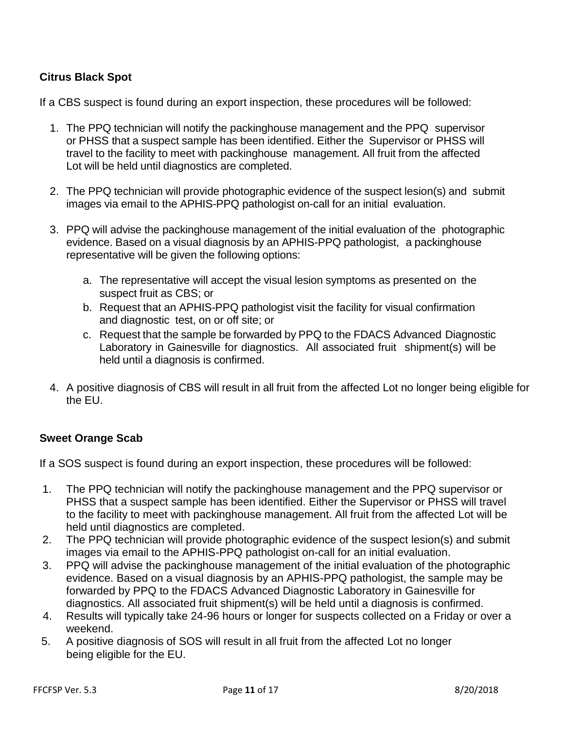## Citrus Black Spot

If a CBS suspect is found during an export inspection, these procedures will be followed:

1. The PPQ technician will notify the packinghouse management and the PPQ supervisor or PHSS that a suspect sample has been identified. Either the Supervisor or PHSS will travel to the facility to meet with packinghouse management. All fruit from the affected Lot will be held until diagnostics are completed.

2. The PPQ technician will provide photographic evidence of the suspect lesion(s) and submit images via email to the APHIS-PPQ pathologist on-call for an initial evaluation.

3. PPQ will advise the packinghouse management of the initial evaluation of the photographic evidence. Based on a visual diagnosis by an APHIS-PPQ pathologist, a packinghouse representative will be given the following options:

    a. The representative will accept the visual lesion symptoms as presented on the suspect fruit as CBS; or
    b. Request that an APHIS-PPQ pathologist visit the facility for visual confirmation and diagnostic test, on or off site; or
    c. Request that the sample be forwarded by PPQ to the FDACS Advanced Diagnostic Laboratory in Gainesville for diagnostics. All associated fruit shipment(s) will be held until a diagnosis is confirmed.

4. A positive diagnosis of CBS will result in all fruit from the affected Lot no longer being eligible for the EU.

## Sweet Orange Scab

If a SOS suspect is found during an export inspection, these procedures will be followed:

1. The PPQ technician will notify the packinghouse management and the PPQ supervisor or PHSS that a suspect sample has been identified. Either the Supervisor or PHSS will travel to the facility to meet with packinghouse management. All fruit from the affected Lot will be held until diagnostics are completed.
2. The PPQ technician will provide photographic evidence of the suspect lesion(s) and submit images via email to the APHIS-PPQ pathologist on-call for an initial evaluation.
3. PPQ will advise the packinghouse management of the initial evaluation of the photographic evidence. Based on a visual diagnosis by an APHIS-PPQ pathologist, the sample may be forwarded by PPQ to the FDACS Advanced Diagnostic Laboratory in Gainesville for diagnostics. All associated fruit shipment(s) will be held until a diagnosis is confirmed.
4. Results will typically take 24-96 hours or longer for suspects collected on a Friday or over a weekend.
5. A positive diagnosis of SOS will result in all fruit from the affected Lot no longer being eligible for the EU.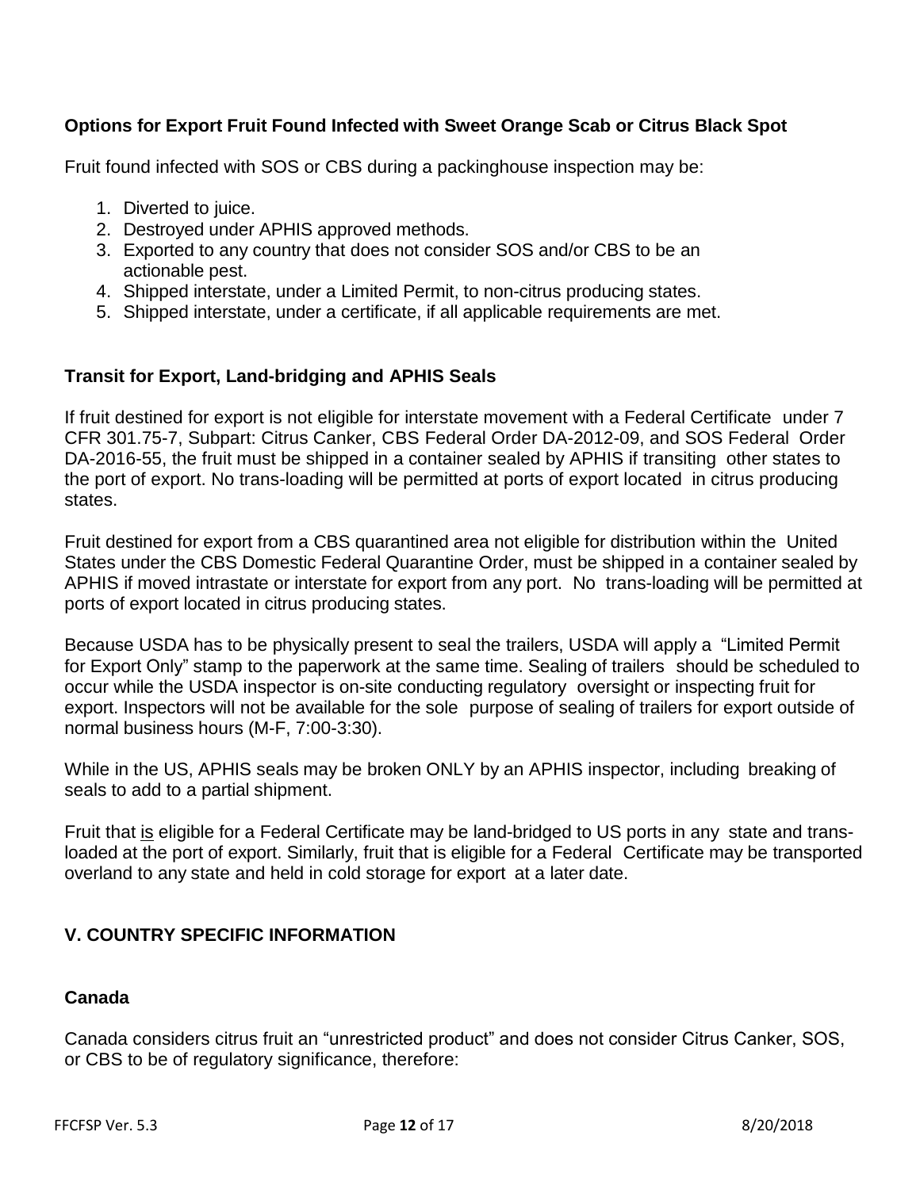### Options for Export Fruit Found Infected with Sweet Orange Scab or Citrus Black Spot

Fruit found infected with SOS or CBS during a packinghouse inspection may be:

1. Diverted to juice.
2. Destroyed under APHIS approved methods.
3. Exported to any country that does not consider SOS and/or CBS to be an actionable pest.
4. Shipped interstate, under a Limited Permit, to non-citrus producing states.
5. Shipped interstate, under a certificate, if all applicable requirements are met.

### Transit for Export, Land-bridging and APHIS Seals

If fruit destined for export is not eligible for interstate movement with a Federal Certificate under 7 CFR 301.75-7, Subpart: Citrus Canker, CBS Federal Order DA-2012-09, and SOS Federal Order DA-2016-55, the fruit must be shipped in a container sealed by APHIS if transiting other states to the port of export. No trans-loading will be permitted at ports of export located in citrus producing states.

Fruit destined for export from a CBS quarantined area not eligible for distribution within the United States under the CBS Domestic Federal Quarantine Order, must be shipped in a container sealed by APHIS if moved intrastate or interstate for export from any port. No trans-loading will be permitted at ports of export located in citrus producing states.

Because USDA has to be physically present to seal the trailers, USDA will apply a "Limited Permit for Export Only" stamp to the paperwork at the same time. Sealing of trailers should be scheduled to occur while the USDA inspector is on-site conducting regulatory oversight or inspecting fruit for export. Inspectors will not be available for the sole purpose of sealing of trailers for export outside of normal business hours (M-F, 7:00-3:30).

While in the US, APHIS seals may be broken ONLY by an APHIS inspector, including breaking of seals to add to a partial shipment.

Fruit that <u>is</u> eligible for a Federal Certificate may be land-bridged to US ports in any state and trans-loaded at the port of export. Similarly, fruit that is eligible for a Federal Certificate may be transported overland to any state and held in cold storage for export at a later date.

## V. COUNTRY SPECIFIC INFORMATION

### Canada

Canada considers citrus fruit an "unrestricted product" and does not consider Citrus Canker, SOS, or CBS to be of regulatory significance, therefore: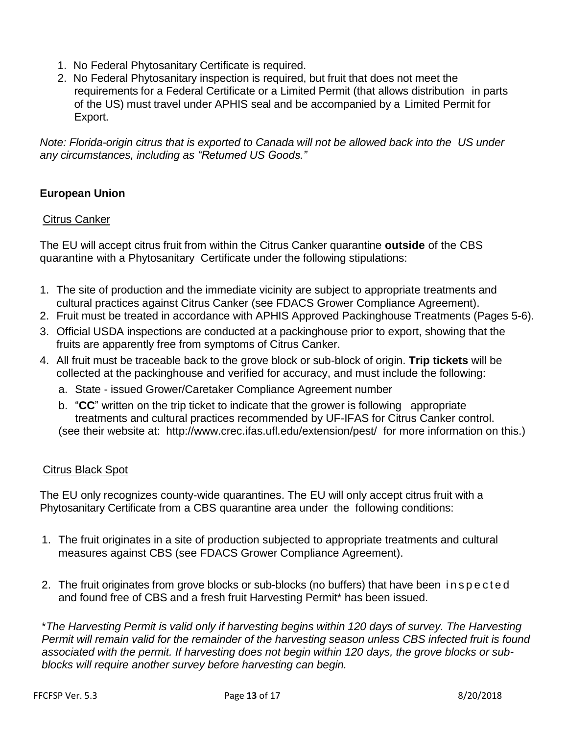1. No Federal Phytosanitary Certificate is required.
2. No Federal Phytosanitary inspection is required, but fruit that does not meet the requirements for a Federal Certificate or a Limited Permit (that allows distribution in parts of the US) must travel under APHIS seal and be accompanied by a Limited Permit for Export.

*Note: Florida-origin citrus that is exported to Canada will not be allowed back into the US under any circumstances, including as "Returned US Goods."*

## European Union

### Citrus Canker

The EU will accept citrus fruit from within the Citrus Canker quarantine **outside** of the CBS quarantine with a Phytosanitary Certificate under the following stipulations:

1. The site of production and the immediate vicinity are subject to appropriate treatments and cultural practices against Citrus Canker (see FDACS Grower Compliance Agreement).
2. Fruit must be treated in accordance with APHIS Approved Packinghouse Treatments (Pages 5-6).
3. Official USDA inspections are conducted at a packinghouse prior to export, showing that the fruits are apparently free from symptoms of Citrus Canker.
4. All fruit must be traceable back to the grove block or sub-block of origin. **Trip tickets** will be collected at the packinghouse and verified for accuracy, and must include the following:
   a. State - issued Grower/Caretaker Compliance Agreement number
   b. "**CC**" written on the trip ticket to indicate that the grower is following appropriate treatments and cultural practices recommended by UF-IFAS for Citrus Canker control.
   (see their website at: http://www.crec.ifas.ufl.edu/extension/pest/ for more information on this.)

### Citrus Black Spot

The EU only recognizes county-wide quarantines. The EU will only accept citrus fruit with a Phytosanitary Certificate from a CBS quarantine area under the following conditions:

1. The fruit originates in a site of production subjected to appropriate treatments and cultural measures against CBS (see FDACS Grower Compliance Agreement).
2. The fruit originates from grove blocks or sub-blocks (no buffers) that have been inspected and found free of CBS and a fresh fruit Harvesting Permit* has been issued.

*\*The Harvesting Permit is valid only if harvesting begins within 120 days of survey. The Harvesting Permit will remain valid for the remainder of the harvesting season unless CBS infected fruit is found associated with the permit. If harvesting does not begin within 120 days, the grove blocks or sub-blocks will require another survey before harvesting can begin.*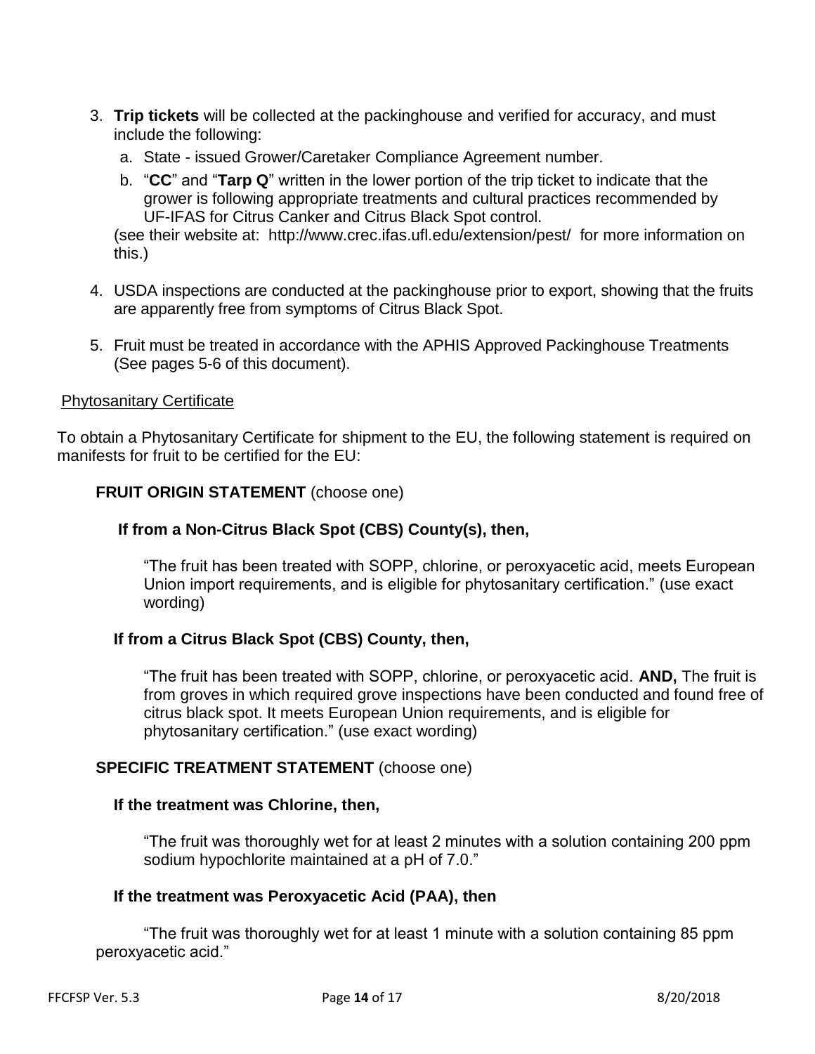3. **Trip tickets** will be collected at the packinghouse and verified for accuracy, and must include the following:
   a. State - issued Grower/Caretaker Compliance Agreement number.
   b. "**CC**" and "**Tarp Q**" written in the lower portion of the trip ticket to indicate that the grower is following appropriate treatments and cultural practices recommended by UF-IFAS for Citrus Canker and Citrus Black Spot control.

   (see their website at: http://www.crec.ifas.ufl.edu/extension/pest/ for more information on this.)

4. USDA inspections are conducted at the packinghouse prior to export, showing that the fruits are apparently free from symptoms of Citrus Black Spot.

5. Fruit must be treated in accordance with the APHIS Approved Packinghouse Treatments (See pages 5-6 of this document).

<u>Phytosanitary Certificate</u>

To obtain a Phytosanitary Certificate for shipment to the EU, the following statement is required on manifests for fruit to be certified for the EU:

**FRUIT ORIGIN STATEMENT** (choose one)

**If from a Non-Citrus Black Spot (CBS) County(s), then,**

"The fruit has been treated with SOPP, chlorine, or peroxyacetic acid, meets European Union import requirements, and is eligible for phytosanitary certification." (use exact wording)

**If from a Citrus Black Spot (CBS) County, then,**

"The fruit has been treated with SOPP, chlorine, or peroxyacetic acid. **AND,** The fruit is from groves in which required grove inspections have been conducted and found free of citrus black spot. It meets European Union requirements, and is eligible for phytosanitary certification." (use exact wording)

**SPECIFIC TREATMENT STATEMENT** (choose one)

**If the treatment was Chlorine, then,**

"The fruit was thoroughly wet for at least 2 minutes with a solution containing 200 ppm sodium hypochlorite maintained at a pH of 7.0."

**If the treatment was Peroxyacetic Acid (PAA), then**

"The fruit was thoroughly wet for at least 1 minute with a solution containing 85 ppm peroxyacetic acid."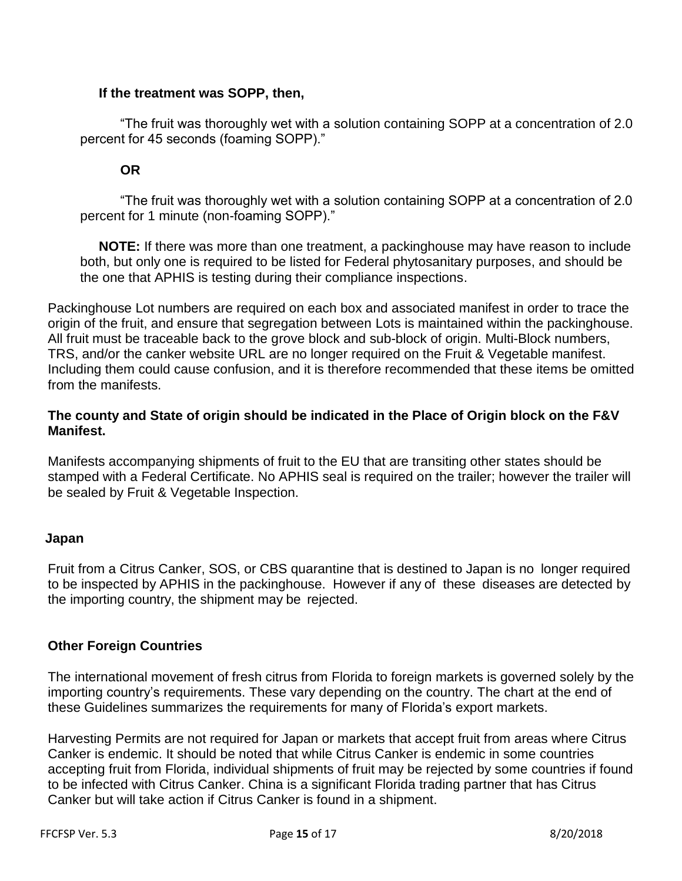**If the treatment was SOPP, then,**

"The fruit was thoroughly wet with a solution containing SOPP at a concentration of 2.0 percent for 45 seconds (foaming SOPP)."

**OR**

"The fruit was thoroughly wet with a solution containing SOPP at a concentration of 2.0 percent for 1 minute (non-foaming SOPP)."

**NOTE:** If there was more than one treatment, a packinghouse may have reason to include both, but only one is required to be listed for Federal phytosanitary purposes, and should be the one that APHIS is testing during their compliance inspections.

Packinghouse Lot numbers are required on each box and associated manifest in order to trace the origin of the fruit, and ensure that segregation between Lots is maintained within the packinghouse. All fruit must be traceable back to the grove block and sub-block of origin. Multi-Block numbers, TRS, and/or the canker website URL are no longer required on the Fruit & Vegetable manifest. Including them could cause confusion, and it is therefore recommended that these items be omitted from the manifests.

**The county and State of origin should be indicated in the Place of Origin block on the F&V Manifest.**

Manifests accompanying shipments of fruit to the EU that are transiting other states should be stamped with a Federal Certificate. No APHIS seal is required on the trailer; however the trailer will be sealed by Fruit & Vegetable Inspection.

### Japan

Fruit from a Citrus Canker, SOS, or CBS quarantine that is destined to Japan is no longer required to be inspected by APHIS in the packinghouse. However if any of these diseases are detected by the importing country, the shipment may be rejected.

### Other Foreign Countries

The international movement of fresh citrus from Florida to foreign markets is governed solely by the importing country's requirements. These vary depending on the country. The chart at the end of these Guidelines summarizes the requirements for many of Florida's export markets.

Harvesting Permits are not required for Japan or markets that accept fruit from areas where Citrus Canker is endemic. It should be noted that while Citrus Canker is endemic in some countries accepting fruit from Florida, individual shipments of fruit may be rejected by some countries if found to be infected with Citrus Canker. China is a significant Florida trading partner that has Citrus Canker but will take action if Citrus Canker is found in a shipment.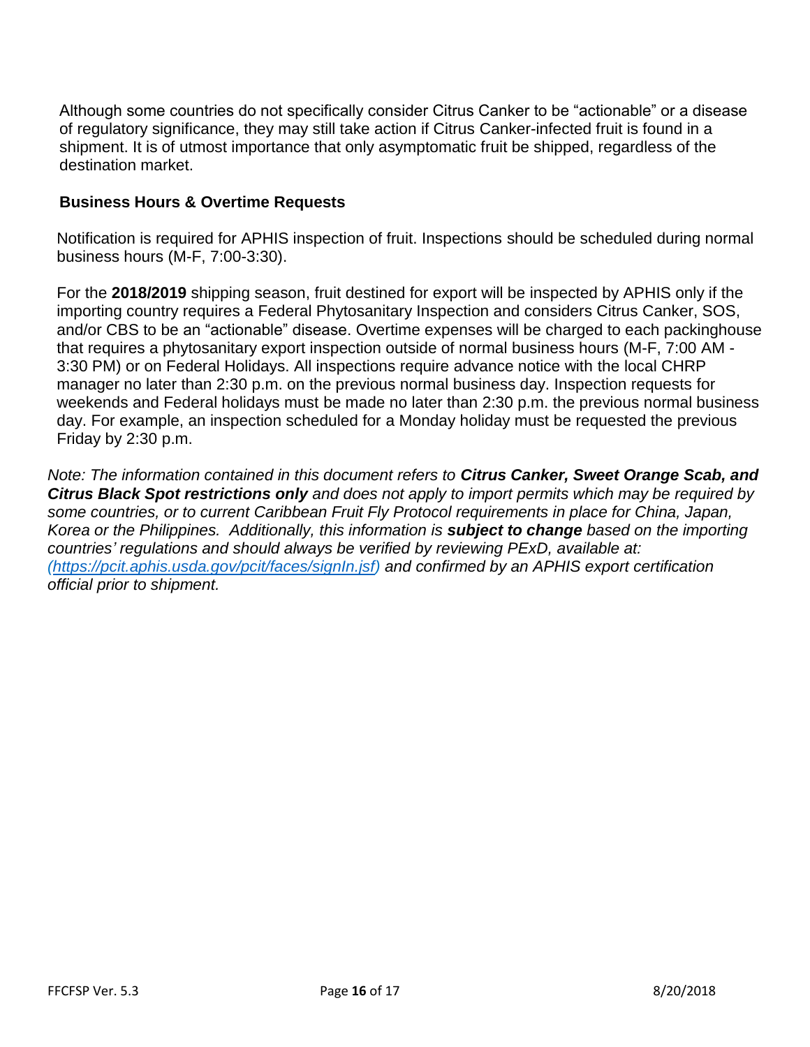Although some countries do not specifically consider Citrus Canker to be “actionable” or a disease of regulatory significance, they may still take action if Citrus Canker-infected fruit is found in a shipment. It is of utmost importance that only asymptomatic fruit be shipped, regardless of the destination market.

### Business Hours & Overtime Requests

Notification is required for APHIS inspection of fruit. Inspections should be scheduled during normal business hours (M-F, 7:00-3:30).

For the **2018/2019** shipping season, fruit destined for export will be inspected by APHIS only if the importing country requires a Federal Phytosanitary Inspection and considers Citrus Canker, SOS, and/or CBS to be an “actionable” disease. Overtime expenses will be charged to each packinghouse that requires a phytosanitary export inspection outside of normal business hours (M-F, 7:00 AM - 3:30 PM) or on Federal Holidays. All inspections require advance notice with the local CHRP manager no later than 2:30 p.m. on the previous normal business day. Inspection requests for weekends and Federal holidays must be made no later than 2:30 p.m. the previous normal business day. For example, an inspection scheduled for a Monday holiday must be requested the previous Friday by 2:30 p.m.

*Note: The information contained in this document refers to **Citrus Canker, Sweet Orange Scab, and Citrus Black Spot restrictions only** and does not apply to import permits which may be required by some countries, or to current Caribbean Fruit Fly Protocol requirements in place for China, Japan, Korea or the Philippines. Additionally, this information is **subject to change** based on the importing countries’ regulations and should always be verified by reviewing PExD, available at: (https://pcit.aphis.usda.gov/pcit/faces/signIn.jsf) and confirmed by an APHIS export certification official prior to shipment.*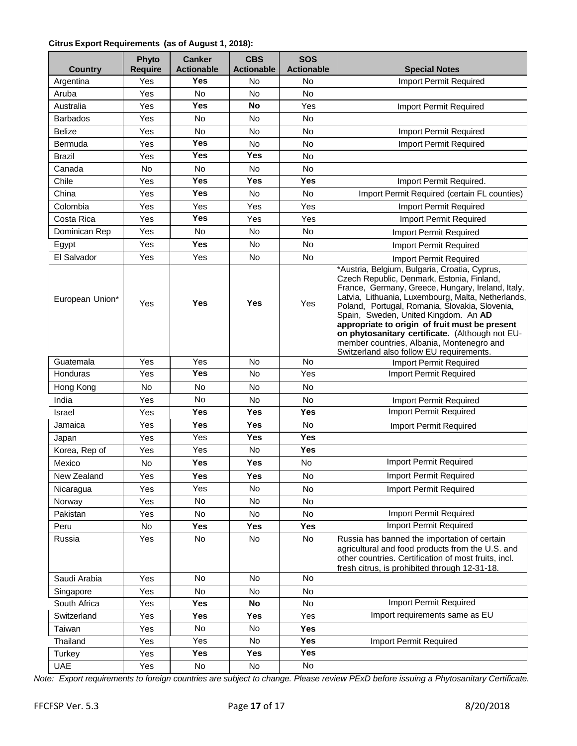**Citrus Export Requirements (as of August 1, 2018):**

| Country | Phyto Require | Canker Actionable | CBS Actionable | SOS Actionable | Special Notes |
|---|---|---|---|---|---|
| Argentina | Yes | **Yes** | No | No | Import Permit Required |
| Aruba | Yes | No | No | No | |
| Australia | Yes | **Yes** | **No** | Yes | Import Permit Required |
| Barbados | Yes | No | No | No | |
| Belize | Yes | No | No | No | Import Permit Required |
| Bermuda | Yes | **Yes** | No | No | Import Permit Required |
| Brazil | Yes | **Yes** | **Yes** | No | |
| Canada | No | No | No | No | |
| Chile | Yes | **Yes** | **Yes** | **Yes** | Import Permit Required. |
| China | Yes | **Yes** | No | No | Import Permit Required (certain FL counties) |
| Colombia | Yes | Yes | Yes | Yes | Import Permit Required |
| Costa Rica | Yes | **Yes** | Yes | Yes | Import Permit Required |
| Dominican Rep | Yes | No | No | No | Import Permit Required |
| Egypt | Yes | **Yes** | No | No | Import Permit Required |
| El Salvador | Yes | Yes | No | No | Import Permit Required |
| European Union* | Yes | **Yes** | **Yes** | Yes | *Austria, Belgium, Bulgaria, Croatia, Cyprus, Czech Republic, Denmark, Estonia, Finland, France, Germany, Greece, Hungary, Ireland, Italy, Latvia, Lithuania, Luxembourg, Malta, Netherlands, Poland, Portugal, Romania, Slovakia, Slovenia, Spain, Sweden, United Kingdom. An **AD appropriate to origin of fruit must be present on phytosanitary certificate.** (Although not EU-member countries, Albania, Montenegro and Switzerland also follow EU requirements. |
| Guatemala | Yes | Yes | No | No | Import Permit Required |
| Honduras | Yes | **Yes** | No | Yes | Import Permit Required |
| Hong Kong | No | No | No | No | |
| India | Yes | No | No | No | Import Permit Required |
| Israel | Yes | **Yes** | **Yes** | **Yes** | Import Permit Required |
| Jamaica | Yes | **Yes** | **Yes** | No | Import Permit Required |
| Japan | Yes | Yes | **Yes** | **Yes** | |
| Korea, Rep of | Yes | Yes | No | **Yes** | |
| Mexico | No | **Yes** | **Yes** | No | Import Permit Required |
| New Zealand | Yes | **Yes** | **Yes** | No | Import Permit Required |
| Nicaragua | Yes | Yes | No | No | Import Permit Required |
| Norway | Yes | No | No | No | |
| Pakistan | Yes | No | No | No | Import Permit Required |
| Peru | No | **Yes** | **Yes** | **Yes** | Import Permit Required |
| Russia | Yes | No | No | No | Russia has banned the importation of certain agricultural and food products from the U.S. and other countries. Certification of most fruits, incl. fresh citrus, is prohibited through 12-31-18. |
| Saudi Arabia | Yes | No | No | No | |
| Singapore | Yes | No | No | No | |
| South Africa | Yes | **Yes** | **No** | No | Import Permit Required |
| Switzerland | Yes | **Yes** | **Yes** | Yes | Import requirements same as EU |
| Taiwan | Yes | No | No | **Yes** | |
| Thailand | Yes | Yes | No | **Yes** | Import Permit Required |
| Turkey | Yes | **Yes** | **Yes** | **Yes** | |
| UAE | Yes | No | No | No | |

*Note: Export requirements to foreign countries are subject to change. Please review PExD before issuing a Phytosanitary Certificate.*